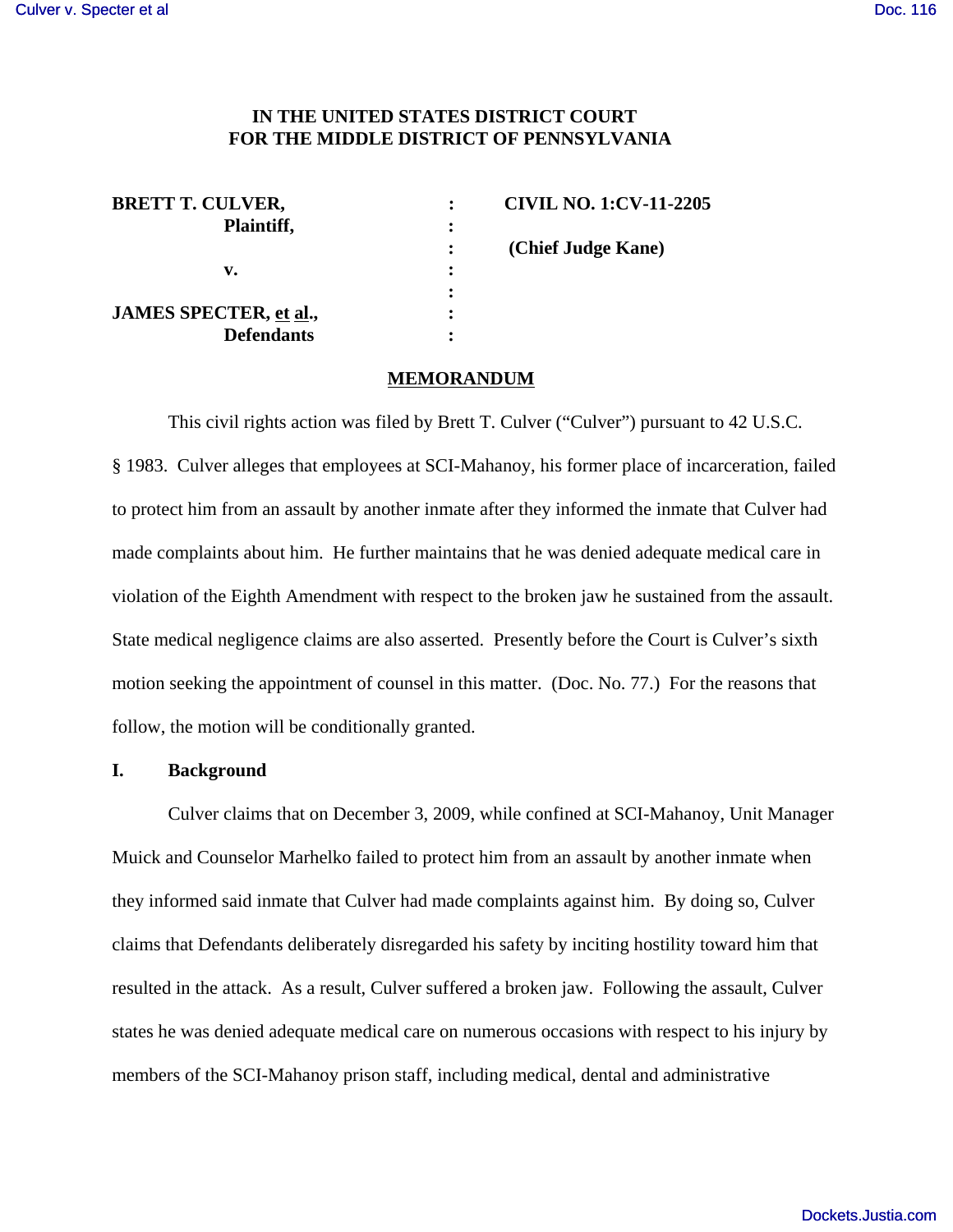**IN THE UNITED STATES DISTRICT COURT**
**FOR THE MIDDLE DISTRICT OF PENNSYLVANIA**

| | | |
|---|---|---|
| **BRETT T. CULVER,** | : | **CIVIL NO. 1:CV-11-2205** |
| **Plaintiff,** | : | |
| | : | **(Chief Judge Kane)** |
| **v.** | : | |
| | : | |
| **JAMES SPECTER, et al.,** | : | |
| **Defendants** | : | |

**MEMORANDUM**

This civil rights action was filed by Brett T. Culver ("Culver") pursuant to 42 U.S.C. § 1983. Culver alleges that employees at SCI-Mahanoy, his former place of incarceration, failed to protect him from an assault by another inmate after they informed the inmate that Culver had made complaints about him. He further maintains that he was denied adequate medical care in violation of the Eighth Amendment with respect to the broken jaw he sustained from the assault. State medical negligence claims are also asserted. Presently before the Court is Culver's sixth motion seeking the appointment of counsel in this matter. (Doc. No. 77.) For the reasons that follow, the motion will be conditionally granted.

## I. Background

Culver claims that on December 3, 2009, while confined at SCI-Mahanoy, Unit Manager Muick and Counselor Marhelko failed to protect him from an assault by another inmate when they informed said inmate that Culver had made complaints against him. By doing so, Culver claims that Defendants deliberately disregarded his safety by inciting hostility toward him that resulted in the attack. As a result, Culver suffered a broken jaw. Following the assault, Culver states he was denied adequate medical care on numerous occasions with respect to his injury by members of the SCI-Mahanoy prison staff, including medical, dental and administrative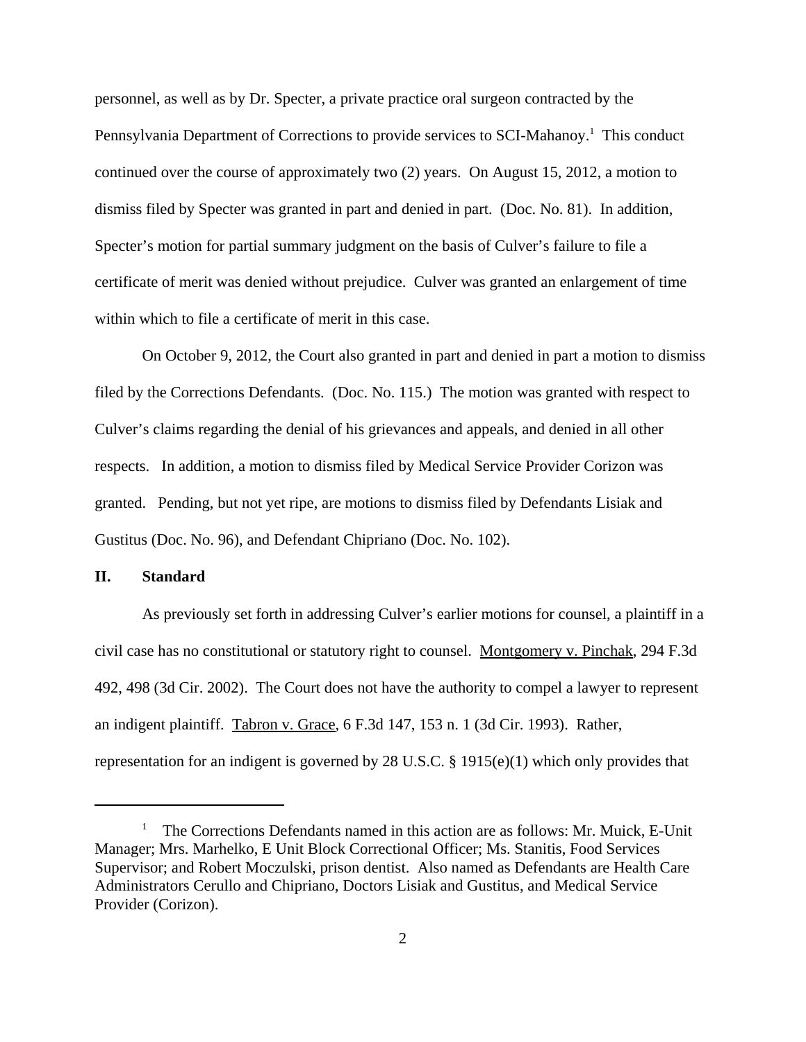personnel, as well as by Dr. Specter, a private practice oral surgeon contracted by the Pennsylvania Department of Corrections to provide services to SCI-Mahanoy.[1] This conduct continued over the course of approximately two (2) years. On August 15, 2012, a motion to dismiss filed by Specter was granted in part and denied in part. (Doc. No. 81). In addition, Specter's motion for partial summary judgment on the basis of Culver's failure to file a certificate of merit was denied without prejudice. Culver was granted an enlargement of time within which to file a certificate of merit in this case.

On October 9, 2012, the Court also granted in part and denied in part a motion to dismiss filed by the Corrections Defendants. (Doc. No. 115.) The motion was granted with respect to Culver's claims regarding the denial of his grievances and appeals, and denied in all other respects. In addition, a motion to dismiss filed by Medical Service Provider Corizon was granted. Pending, but not yet ripe, are motions to dismiss filed by Defendants Lisiak and Gustitus (Doc. No. 96), and Defendant Chipriano (Doc. No. 102).

## II. Standard

As previously set forth in addressing Culver's earlier motions for counsel, a plaintiff in a civil case has no constitutional or statutory right to counsel. Montgomery v. Pinchak, 294 F.3d 492, 498 (3d Cir. 2002). The Court does not have the authority to compel a lawyer to represent an indigent plaintiff. Tabron v. Grace, 6 F.3d 147, 153 n. 1 (3d Cir. 1993). Rather, representation for an indigent is governed by 28 U.S.C. § 1915(e)(1) which only provides that

---

[1] The Corrections Defendants named in this action are as follows: Mr. Muick, E-Unit Manager; Mrs. Marhelko, E Unit Block Correctional Officer; Ms. Stanitis, Food Services Supervisor; and Robert Moczulski, prison dentist. Also named as Defendants are Health Care Administrators Cerullo and Chipriano, Doctors Lisiak and Gustitus, and Medical Service Provider (Corizon).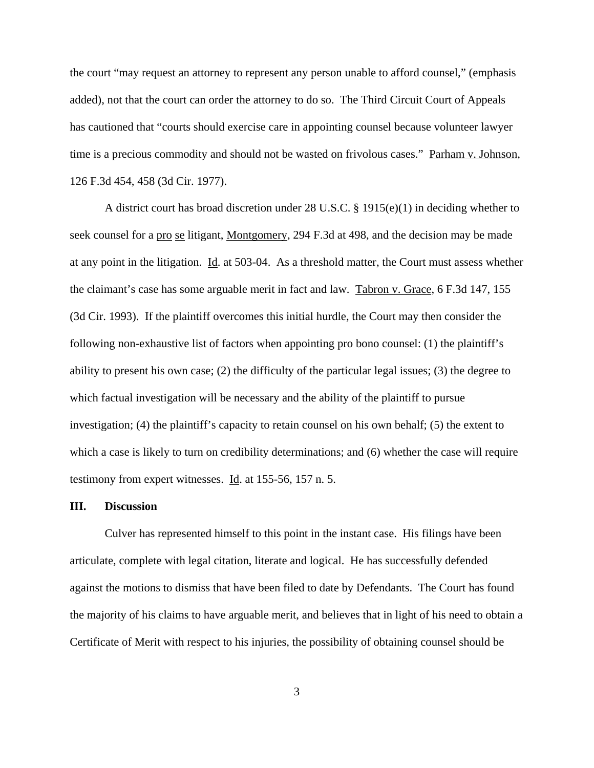the court "may request an attorney to represent any person unable to afford counsel," (emphasis added), not that the court can order the attorney to do so. The Third Circuit Court of Appeals has cautioned that "courts should exercise care in appointing counsel because volunteer lawyer time is a precious commodity and should not be wasted on frivolous cases." Parham v. Johnson, 126 F.3d 454, 458 (3d Cir. 1977).

A district court has broad discretion under 28 U.S.C. § 1915(e)(1) in deciding whether to seek counsel for a pro se litigant, Montgomery, 294 F.3d at 498, and the decision may be made at any point in the litigation. Id. at 503-04. As a threshold matter, the Court must assess whether the claimant's case has some arguable merit in fact and law. Tabron v. Grace, 6 F.3d 147, 155 (3d Cir. 1993). If the plaintiff overcomes this initial hurdle, the Court may then consider the following non-exhaustive list of factors when appointing pro bono counsel: (1) the plaintiff's ability to present his own case; (2) the difficulty of the particular legal issues; (3) the degree to which factual investigation will be necessary and the ability of the plaintiff to pursue investigation; (4) the plaintiff's capacity to retain counsel on his own behalf; (5) the extent to which a case is likely to turn on credibility determinations; and (6) whether the case will require testimony from expert witnesses. Id. at 155-56, 157 n. 5.

## III. Discussion

Culver has represented himself to this point in the instant case. His filings have been articulate, complete with legal citation, literate and logical. He has successfully defended against the motions to dismiss that have been filed to date by Defendants. The Court has found the majority of his claims to have arguable merit, and believes that in light of his need to obtain a Certificate of Merit with respect to his injuries, the possibility of obtaining counsel should be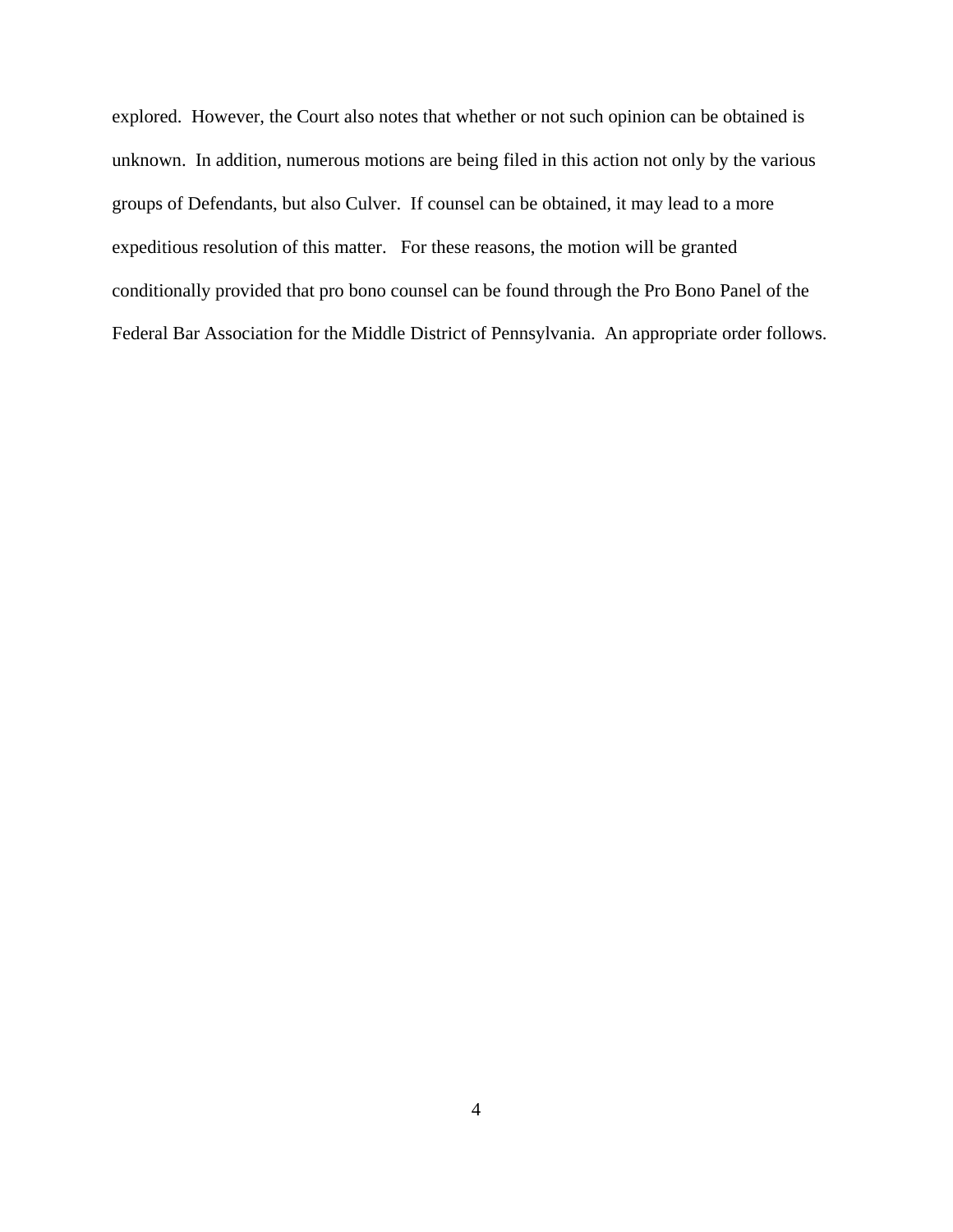explored. However, the Court also notes that whether or not such opinion can be obtained is unknown. In addition, numerous motions are being filed in this action not only by the various groups of Defendants, but also Culver. If counsel can be obtained, it may lead to a more expeditious resolution of this matter. For these reasons, the motion will be granted conditionally provided that pro bono counsel can be found through the Pro Bono Panel of the Federal Bar Association for the Middle District of Pennsylvania. An appropriate order follows.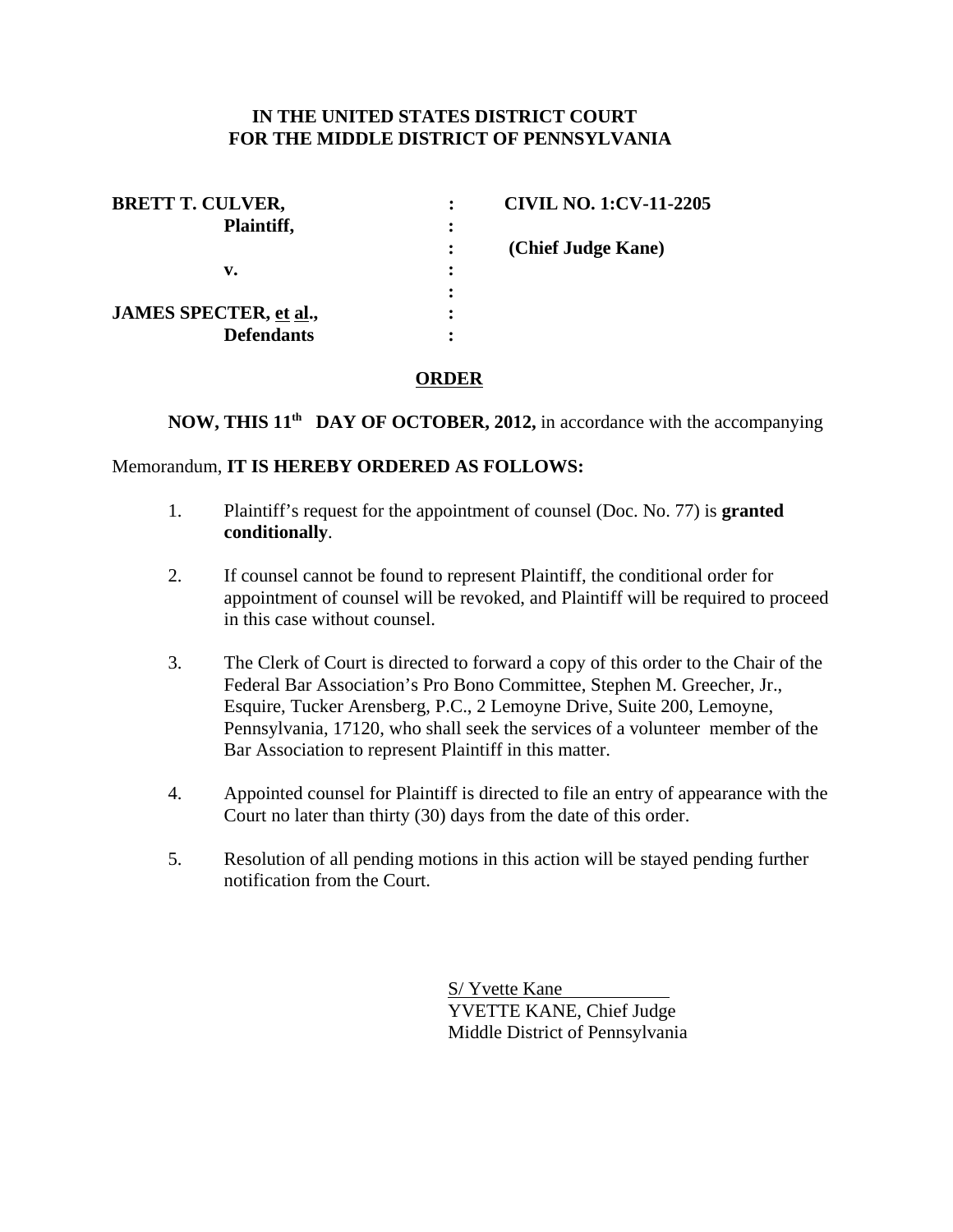**IN THE UNITED STATES DISTRICT COURT**
**FOR THE MIDDLE DISTRICT OF PENNSYLVANIA**

| | | |
|---|---|---|
| **BRETT T. CULVER,** | : | **CIVIL NO. 1:CV-11-2205** |
| **Plaintiff,** | : | |
| | : | **(Chief Judge Kane)** |
| **v.** | : | |
| | : | |
| **JAMES SPECTER, et al.,** | : | |
| **Defendants** | : | |

**ORDER**

**NOW, THIS 11th DAY OF OCTOBER, 2012,** in accordance with the accompanying Memorandum, **IT IS HEREBY ORDERED AS FOLLOWS:**

1. Plaintiff's request for the appointment of counsel (Doc. No. 77) is **granted conditionally**.

2. If counsel cannot be found to represent Plaintiff, the conditional order for appointment of counsel will be revoked, and Plaintiff will be required to proceed in this case without counsel.

3. The Clerk of Court is directed to forward a copy of this order to the Chair of the Federal Bar Association's Pro Bono Committee, Stephen M. Greecher, Jr., Esquire, Tucker Arensberg, P.C., 2 Lemoyne Drive, Suite 200, Lemoyne, Pennsylvania, 17120, who shall seek the services of a volunteer member of the Bar Association to represent Plaintiff in this matter.

4. Appointed counsel for Plaintiff is directed to file an entry of appearance with the Court no later than thirty (30) days from the date of this order.

5. Resolution of all pending motions in this action will be stayed pending further notification from the Court.

S/ Yvette Kane
YVETTE KANE, Chief Judge
Middle District of Pennsylvania